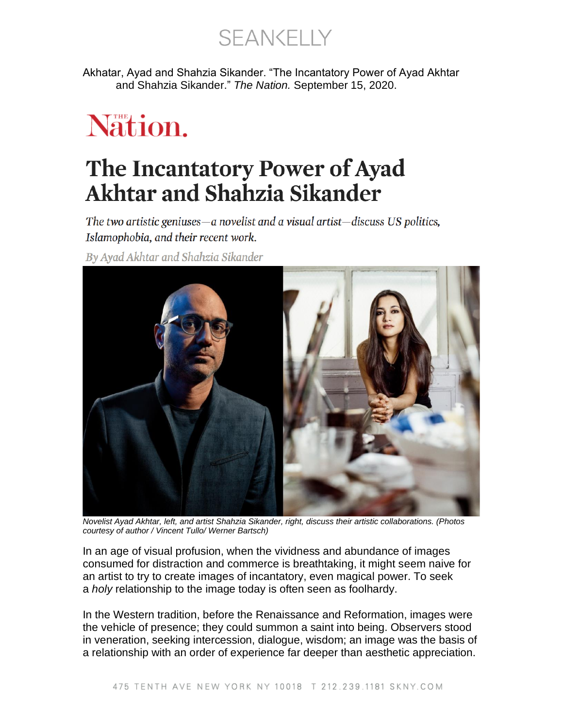Akhatar, Ayad and Shahzia Sikander. “The Incantatory Power of Ayad Akhtar and Shahzia Sikander.” *The Nation.* September 15, 2020.

The Nation.

# The Incantatory Power of Ayad Akhtar and Shahzia Sikander

*The two artistic geniuses—a novelist and a visual artist—discuss US politics, Islamophobia, and their recent work.*

*By Ayad Akhtar and Shahzia Sikander*

*Novelist Ayad Akhtar, left, and artist Shahzia Sikander, right, discuss their artistic collaborations. (Photos courtesy of author / Vincent Tullo/ Werner Bartsch)*

In an age of visual profusion, when the vividness and abundance of images consumed for distraction and commerce is breathtaking, it might seem naive for an artist to try to create images of incantatory, even magical power. To seek a *holy* relationship to the image today is often seen as foolhardy.

In the Western tradition, before the Renaissance and Reformation, images were the vehicle of presence; they could summon a saint into being. Observers stood in veneration, seeking intercession, dialogue, wisdom; an image was the basis of a relationship with an order of experience far deeper than aesthetic appreciation.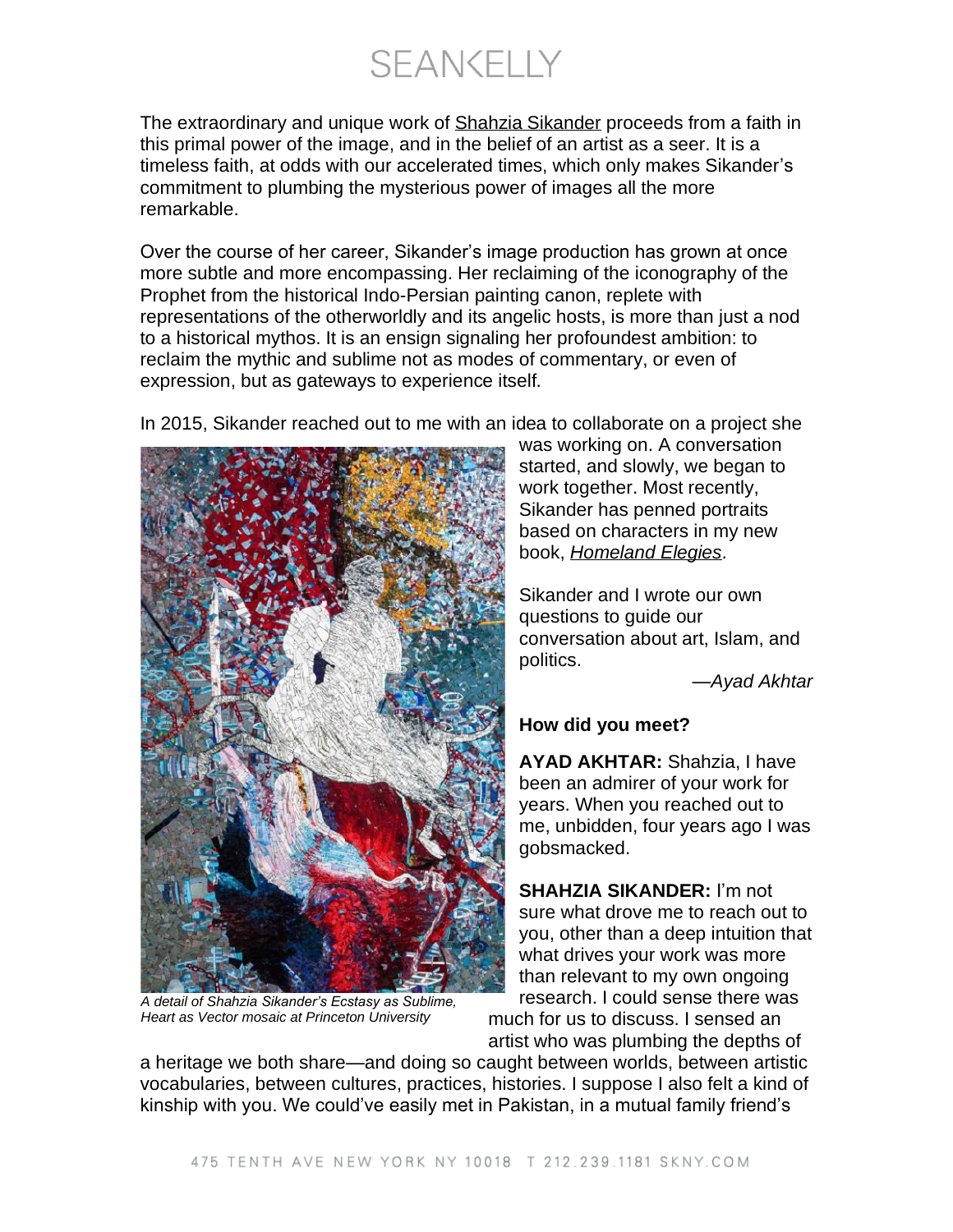The extraordinary and unique work of Shahzia Sikander proceeds from a faith in this primal power of the image, and in the belief of an artist as a seer. It is a timeless faith, at odds with our accelerated times, which only makes Sikander's commitment to plumbing the mysterious power of images all the more remarkable.

Over the course of her career, Sikander's image production has grown at once more subtle and more encompassing. Her reclaiming of the iconography of the Prophet from the historical Indo-Persian painting canon, replete with representations of the otherworldly and its angelic hosts, is more than just a nod to a historical mythos. It is an ensign signaling her profoundest ambition: to reclaim the mythic and sublime not as modes of commentary, or even of expression, but as gateways to experience itself.

In 2015, Sikander reached out to me with an idea to collaborate on a project she was working on. A conversation started, and slowly, we began to work together. Most recently, Sikander has penned portraits based on characters in my new book, *Homeland Elegies*.

*A detail of Shahzia Sikander's Ecstasy as Sublime, Heart as Vector mosaic at Princeton University*

Sikander and I wrote our own questions to guide our conversation about art, Islam, and politics.

—*Ayad Akhtar*

**How did you meet?**

**AYAD AKHTAR:** Shahzia, I have been an admirer of your work for years. When you reached out to me, unbidden, four years ago I was gobsmacked.

**SHAHZIA SIKANDER:** I'm not sure what drove me to reach out to you, other than a deep intuition that what drives your work was more than relevant to my own ongoing research. I could sense there was much for us to discuss. I sensed an artist who was plumbing the depths of a heritage we both share—and doing so caught between worlds, between artistic vocabularies, between cultures, practices, histories. I suppose I also felt a kind of kinship with you. We could've easily met in Pakistan, in a mutual family friend's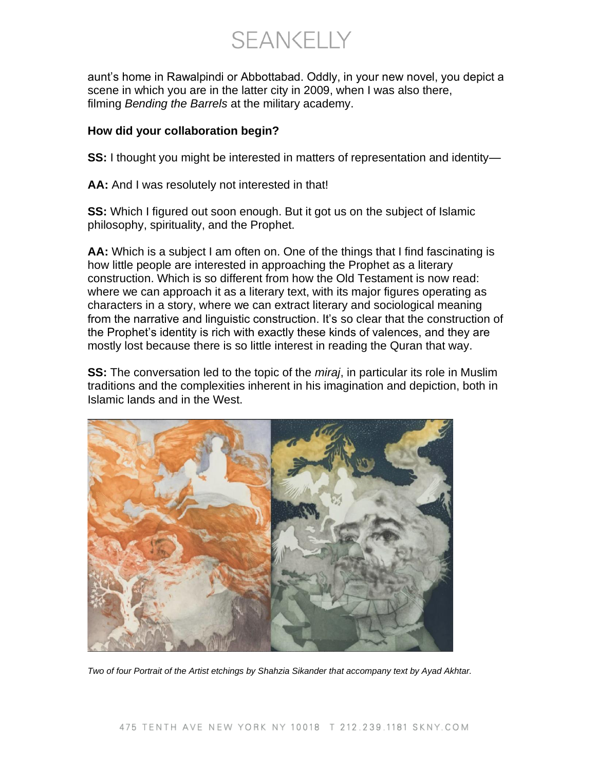aunt's home in Rawalpindi or Abbottabad. Oddly, in your new novel, you depict a scene in which you are in the latter city in 2009, when I was also there, filming *Bending the Barrels* at the military academy.

**How did your collaboration begin?**

**SS:** I thought you might be interested in matters of representation and identity—

**AA:** And I was resolutely not interested in that!

**SS:** Which I figured out soon enough. But it got us on the subject of Islamic philosophy, spirituality, and the Prophet.

**AA:** Which is a subject I am often on. One of the things that I find fascinating is how little people are interested in approaching the Prophet as a literary construction. Which is so different from how the Old Testament is now read: where we can approach it as a literary text, with its major figures operating as characters in a story, where we can extract literary and sociological meaning from the narrative and linguistic construction. It's so clear that the construction of the Prophet's identity is rich with exactly these kinds of valences, and they are mostly lost because there is so little interest in reading the Quran that way.

**SS:** The conversation led to the topic of the *miraj*, in particular its role in Muslim traditions and the complexities inherent in his imagination and depiction, both in Islamic lands and in the West.

*Two of four Portrait of the Artist etchings by Shahzia Sikander that accompany text by Ayad Akhtar.*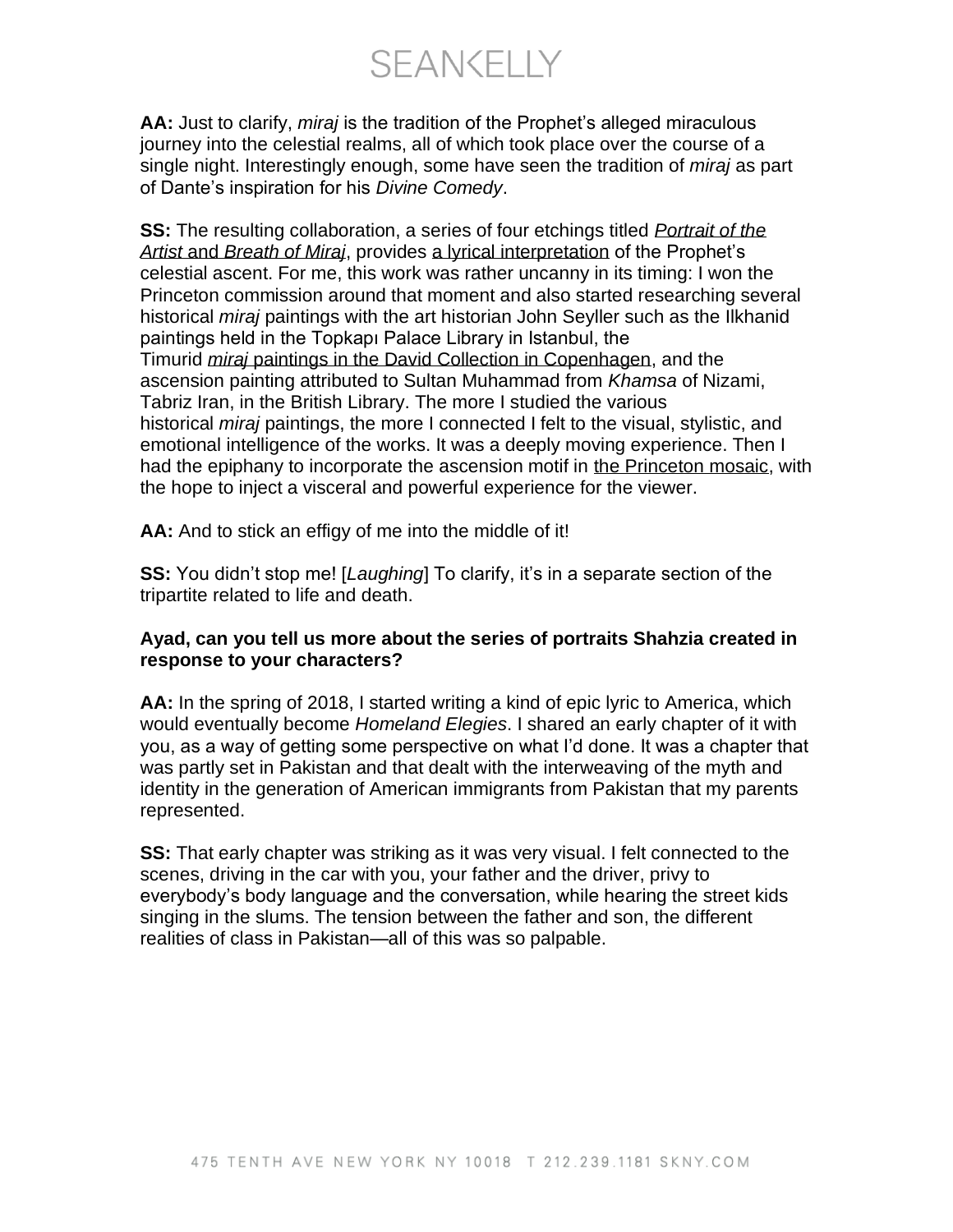**AA:** Just to clarify, *miraj* is the tradition of the Prophet's alleged miraculous journey into the celestial realms, all of which took place over the course of a single night. Interestingly enough, some have seen the tradition of *miraj* as part of Dante's inspiration for his *Divine Comedy*.

**SS:** The resulting collaboration, a series of four etchings titled *Portrait of the Artist* and *Breath of Miraj*, provides a lyrical interpretation of the Prophet's celestial ascent. For me, this work was rather uncanny in its timing: I won the Princeton commission around that moment and also started researching several historical *miraj* paintings with the art historian John Seyller such as the Ilkhanid paintings held in the Topkapı Palace Library in Istanbul, the Timurid *miraj* paintings in the David Collection in Copenhagen, and the ascension painting attributed to Sultan Muhammad from *Khamsa* of Nizami, Tabriz Iran, in the British Library. The more I studied the various historical *miraj* paintings, the more I connected I felt to the visual, stylistic, and emotional intelligence of the works. It was a deeply moving experience. Then I had the epiphany to incorporate the ascension motif in the Princeton mosaic, with the hope to inject a visceral and powerful experience for the viewer.

**AA:** And to stick an effigy of me into the middle of it!

**SS:** You didn't stop me! [*Laughing*] To clarify, it's in a separate section of the tripartite related to life and death.

**Ayad, can you tell us more about the series of portraits Shahzia created in response to your characters?**

**AA:** In the spring of 2018, I started writing a kind of epic lyric to America, which would eventually become *Homeland Elegies*. I shared an early chapter of it with you, as a way of getting some perspective on what I'd done. It was a chapter that was partly set in Pakistan and that dealt with the interweaving of the myth and identity in the generation of American immigrants from Pakistan that my parents represented.

**SS:** That early chapter was striking as it was very visual. I felt connected to the scenes, driving in the car with you, your father and the driver, privy to everybody's body language and the conversation, while hearing the street kids singing in the slums. The tension between the father and son, the different realities of class in Pakistan—all of this was so palpable.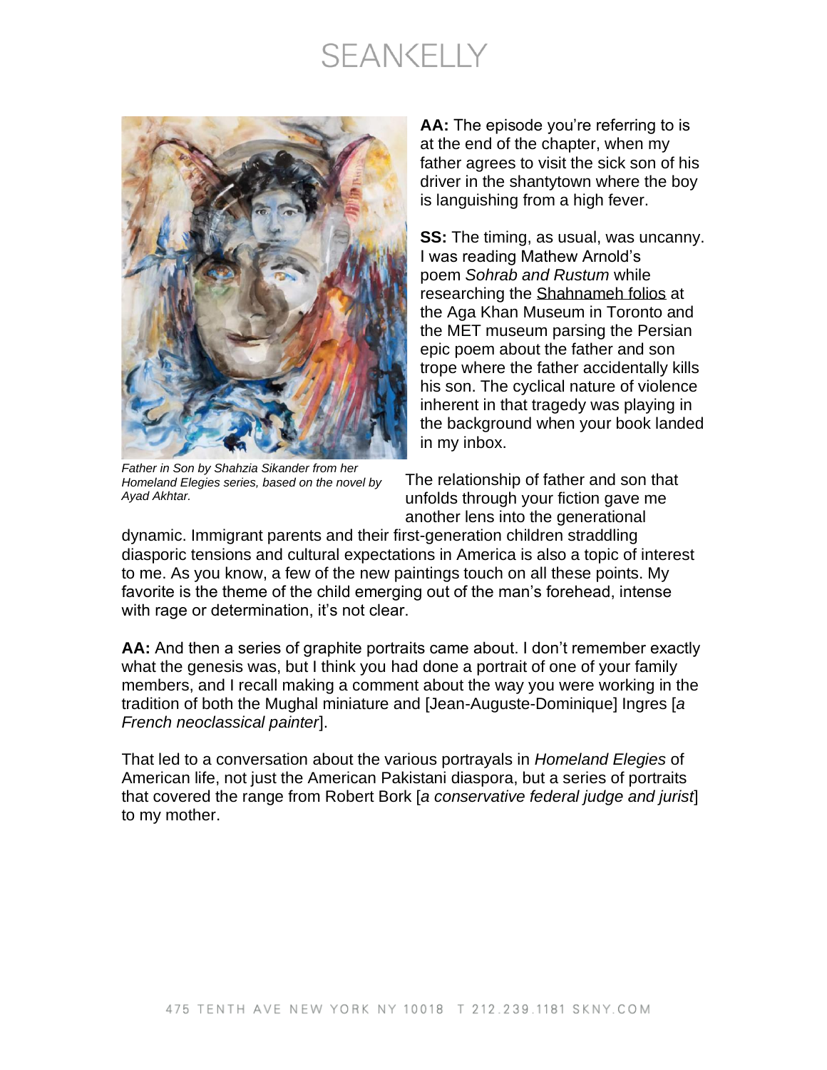*Father in Son by Shahzia Sikander from her Homeland Elegies series, based on the novel by Ayad Akhtar.*

**AA:** The episode you're referring to is at the end of the chapter, when my father agrees to visit the sick son of his driver in the shantytown where the boy is languishing from a high fever.

**SS:** The timing, as usual, was uncanny. I was reading Mathew Arnold's poem *Sohrab and Rustum* while researching the Shahnameh folios at the Aga Khan Museum in Toronto and the MET museum parsing the Persian epic poem about the father and son trope where the father accidentally kills his son. The cyclical nature of violence inherent in that tragedy was playing in the background when your book landed in my inbox.

The relationship of father and son that unfolds through your fiction gave me another lens into the generational dynamic. Immigrant parents and their first-generation children straddling diasporic tensions and cultural expectations in America is also a topic of interest to me. As you know, a few of the new paintings touch on all these points. My favorite is the theme of the child emerging out of the man's forehead, intense with rage or determination, it's not clear.

**AA:** And then a series of graphite portraits came about. I don't remember exactly what the genesis was, but I think you had done a portrait of one of your family members, and I recall making a comment about the way you were working in the tradition of both the Mughal miniature and [Jean-Auguste-Dominique] Ingres [*a French neoclassical painter*].

That led to a conversation about the various portrayals in *Homeland Elegies* of American life, not just the American Pakistani diaspora, but a series of portraits that covered the range from Robert Bork [*a conservative federal judge and jurist*] to my mother.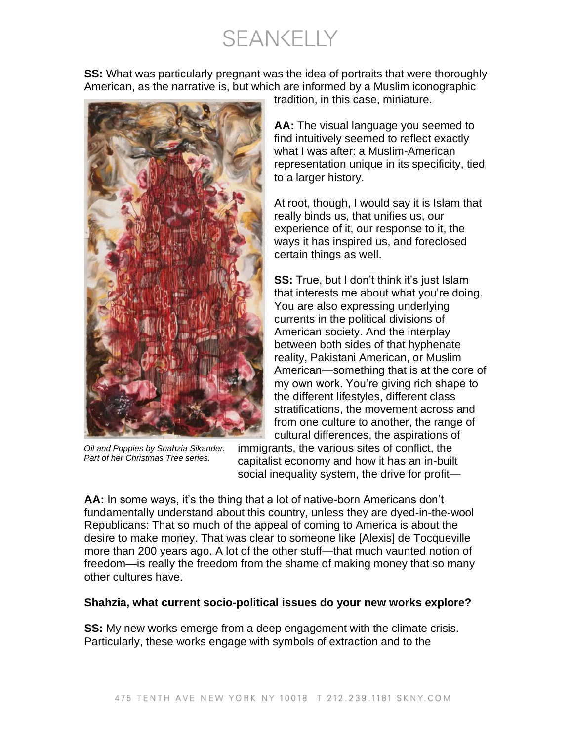**SS:** What was particularly pregnant was the idea of portraits that were thoroughly American, as the narrative is, but which are informed by a Muslim iconographic tradition, in this case, miniature.

**AA:** The visual language you seemed to find intuitively seemed to reflect exactly what I was after: a Muslim-American representation unique in its specificity, tied to a larger history.

At root, though, I would say it is Islam that really binds us, that unifies us, our experience of it, our response to it, the ways it has inspired us, and foreclosed certain things as well.

**SS:** True, but I don't think it's just Islam that interests me about what you're doing. You are also expressing underlying currents in the political divisions of American society. And the interplay between both sides of that hyphenate reality, Pakistani American, or Muslim American—something that is at the core of my own work. You're giving rich shape to the different lifestyles, different class stratifications, the movement across and from one culture to another, the range of cultural differences, the aspirations of immigrants, the various sites of conflict, the capitalist economy and how it has an in-built social inequality system, the drive for profit—

*Oil and Poppies by Shahzia Sikander. Part of her Christmas Tree series.*

**AA:** In some ways, it's the thing that a lot of native-born Americans don't fundamentally understand about this country, unless they are dyed-in-the-wool Republicans: That so much of the appeal of coming to America is about the desire to make money. That was clear to someone like [Alexis] de Tocqueville more than 200 years ago. A lot of the other stuff—that much vaunted notion of freedom—is really the freedom from the shame of making money that so many other cultures have.

**Shahzia, what current socio-political issues do your new works explore?**

**SS:** My new works emerge from a deep engagement with the climate crisis. Particularly, these works engage with symbols of extraction and to the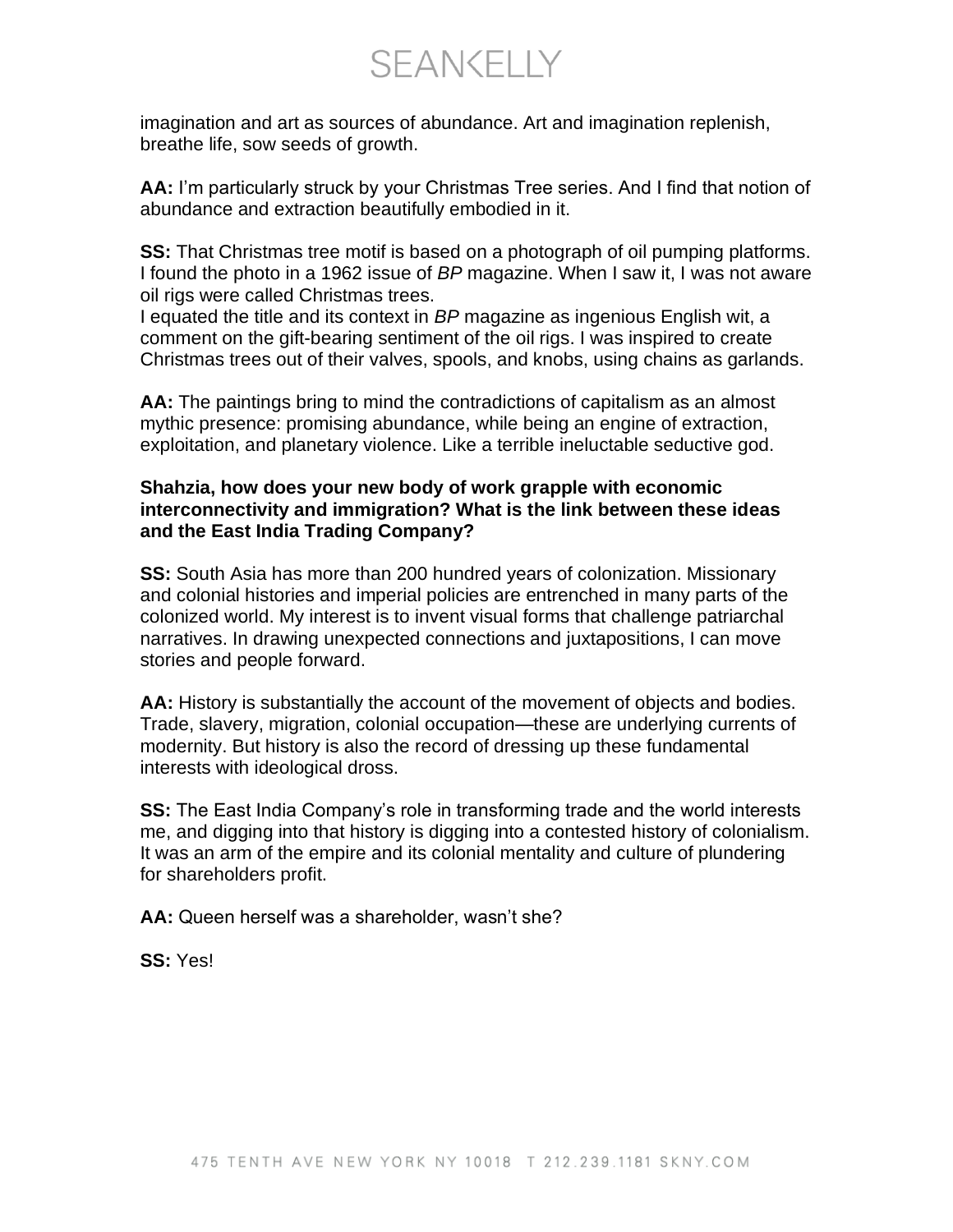imagination and art as sources of abundance. Art and imagination replenish, breathe life, sow seeds of growth.

**AA:** I'm particularly struck by your Christmas Tree series. And I find that notion of abundance and extraction beautifully embodied in it.

**SS:** That Christmas tree motif is based on a photograph of oil pumping platforms. I found the photo in a 1962 issue of *BP* magazine. When I saw it, I was not aware oil rigs were called Christmas trees.
I equated the title and its context in *BP* magazine as ingenious English wit, a comment on the gift-bearing sentiment of the oil rigs. I was inspired to create Christmas trees out of their valves, spools, and knobs, using chains as garlands.

**AA:** The paintings bring to mind the contradictions of capitalism as an almost mythic presence: promising abundance, while being an engine of extraction, exploitation, and planetary violence. Like a terrible ineluctable seductive god.

**Shahzia, how does your new body of work grapple with economic interconnectivity and immigration? What is the link between these ideas and the East India Trading Company?**

**SS:** South Asia has more than 200 hundred years of colonization. Missionary and colonial histories and imperial policies are entrenched in many parts of the colonized world. My interest is to invent visual forms that challenge patriarchal narratives. In drawing unexpected connections and juxtapositions, I can move stories and people forward.

**AA:** History is substantially the account of the movement of objects and bodies. Trade, slavery, migration, colonial occupation—these are underlying currents of modernity. But history is also the record of dressing up these fundamental interests with ideological dross.

**SS:** The East India Company's role in transforming trade and the world interests me, and digging into that history is digging into a contested history of colonialism. It was an arm of the empire and its colonial mentality and culture of plundering for shareholders profit.

**AA:** Queen herself was a shareholder, wasn't she?

**SS:** Yes!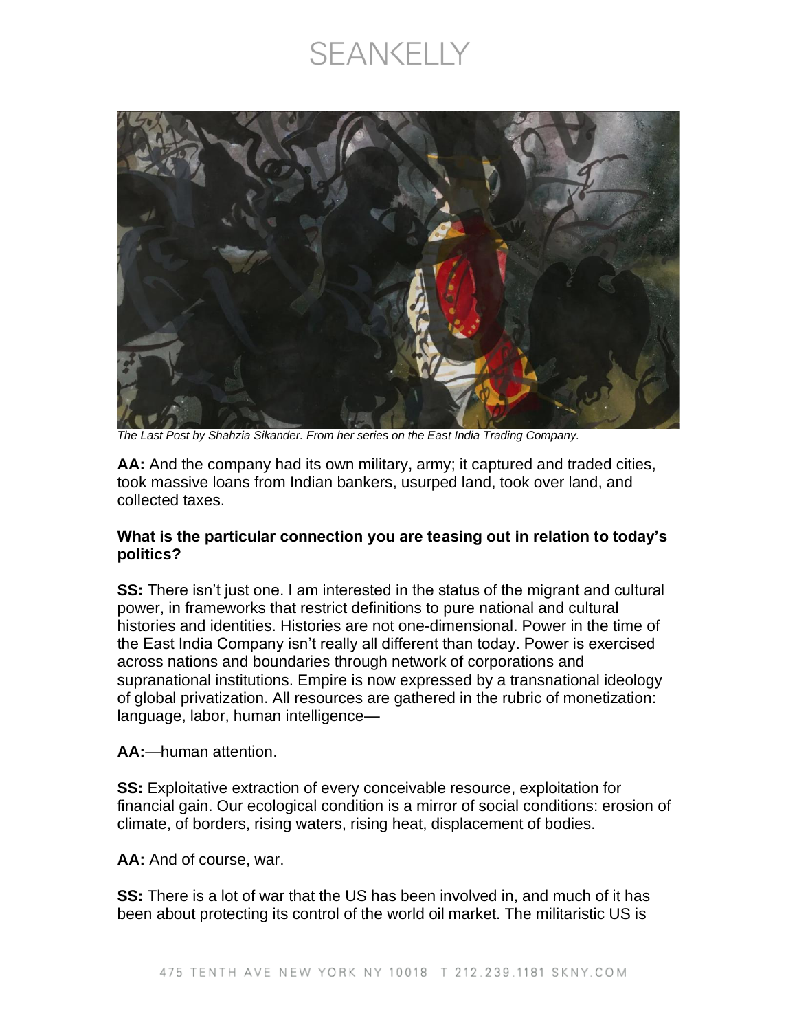*The Last Post by Shahzia Sikander. From her series on the East India Trading Company.*

**AA:** And the company had its own military, army; it captured and traded cities, took massive loans from Indian bankers, usurped land, took over land, and collected taxes.

**What is the particular connection you are teasing out in relation to today's politics?**

**SS:** There isn't just one. I am interested in the status of the migrant and cultural power, in frameworks that restrict definitions to pure national and cultural histories and identities. Histories are not one-dimensional. Power in the time of the East India Company isn't really all different than today. Power is exercised across nations and boundaries through network of corporations and supranational institutions. Empire is now expressed by a transnational ideology of global privatization. All resources are gathered in the rubric of monetization: language, labor, human intelligence—

**AA:**—human attention.

**SS:** Exploitative extraction of every conceivable resource, exploitation for financial gain. Our ecological condition is a mirror of social conditions: erosion of climate, of borders, rising waters, rising heat, displacement of bodies.

**AA:** And of course, war.

**SS:** There is a lot of war that the US has been involved in, and much of it has been about protecting its control of the world oil market. The militaristic US is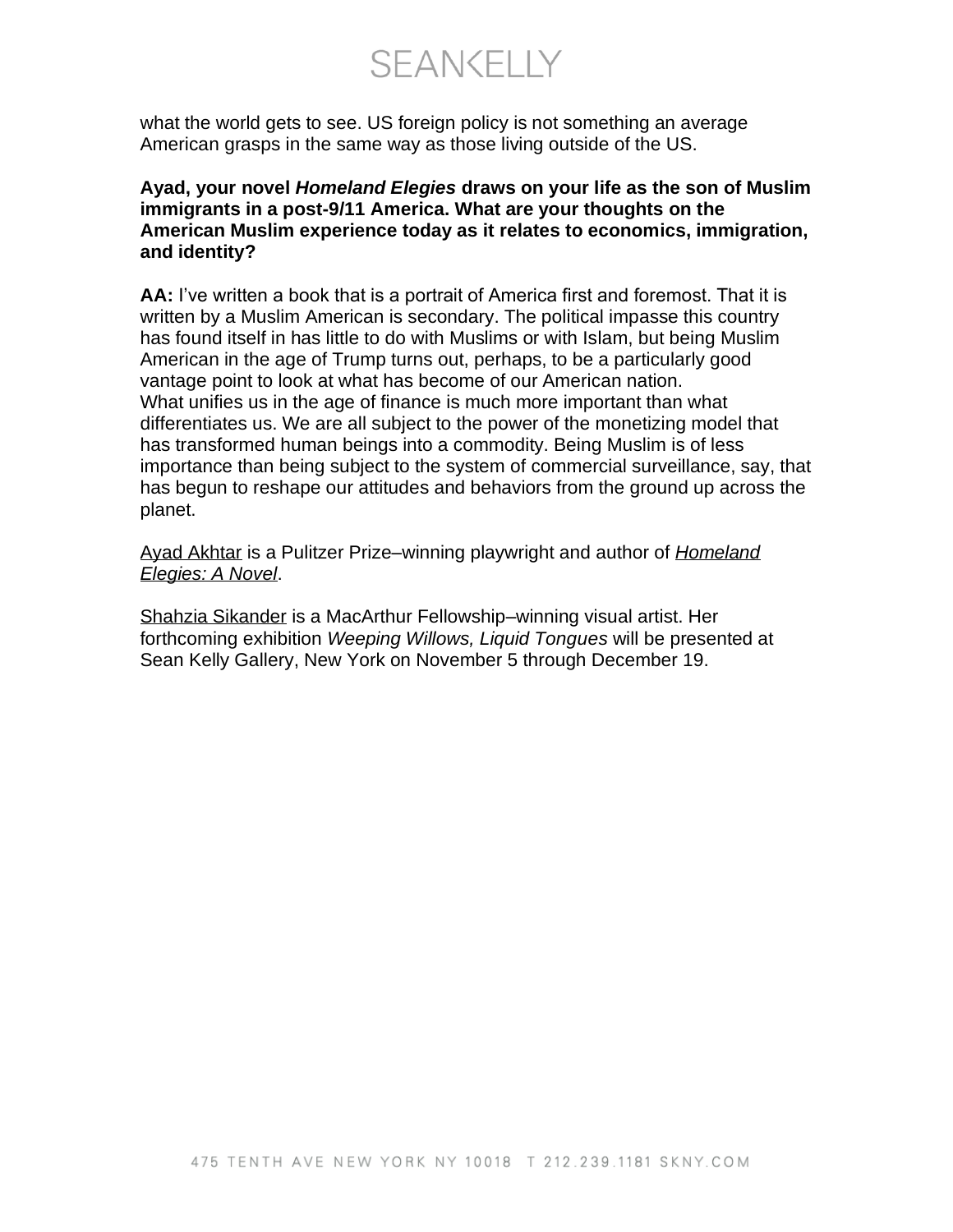what the world gets to see. US foreign policy is not something an average American grasps in the same way as those living outside of the US.

**Ayad, your novel *Homeland Elegies* draws on your life as the son of Muslim immigrants in a post-9/11 America. What are your thoughts on the American Muslim experience today as it relates to economics, immigration, and identity?**

**AA:** I've written a book that is a portrait of America first and foremost. That it is written by a Muslim American is secondary. The political impasse this country has found itself in has little to do with Muslims or with Islam, but being Muslim American in the age of Trump turns out, perhaps, to be a particularly good vantage point to look at what has become of our American nation.
What unifies us in the age of finance is much more important than what differentiates us. We are all subject to the power of the monetizing model that has transformed human beings into a commodity. Being Muslim is of less importance than being subject to the system of commercial surveillance, say, that has begun to reshape our attitudes and behaviors from the ground up across the planet.

Ayad Akhtar is a Pulitzer Prize–winning playwright and author of *Homeland Elegies: A Novel*.

Shahzia Sikander is a MacArthur Fellowship–winning visual artist. Her forthcoming exhibition *Weeping Willows, Liquid Tongues* will be presented at Sean Kelly Gallery, New York on November 5 through December 19.